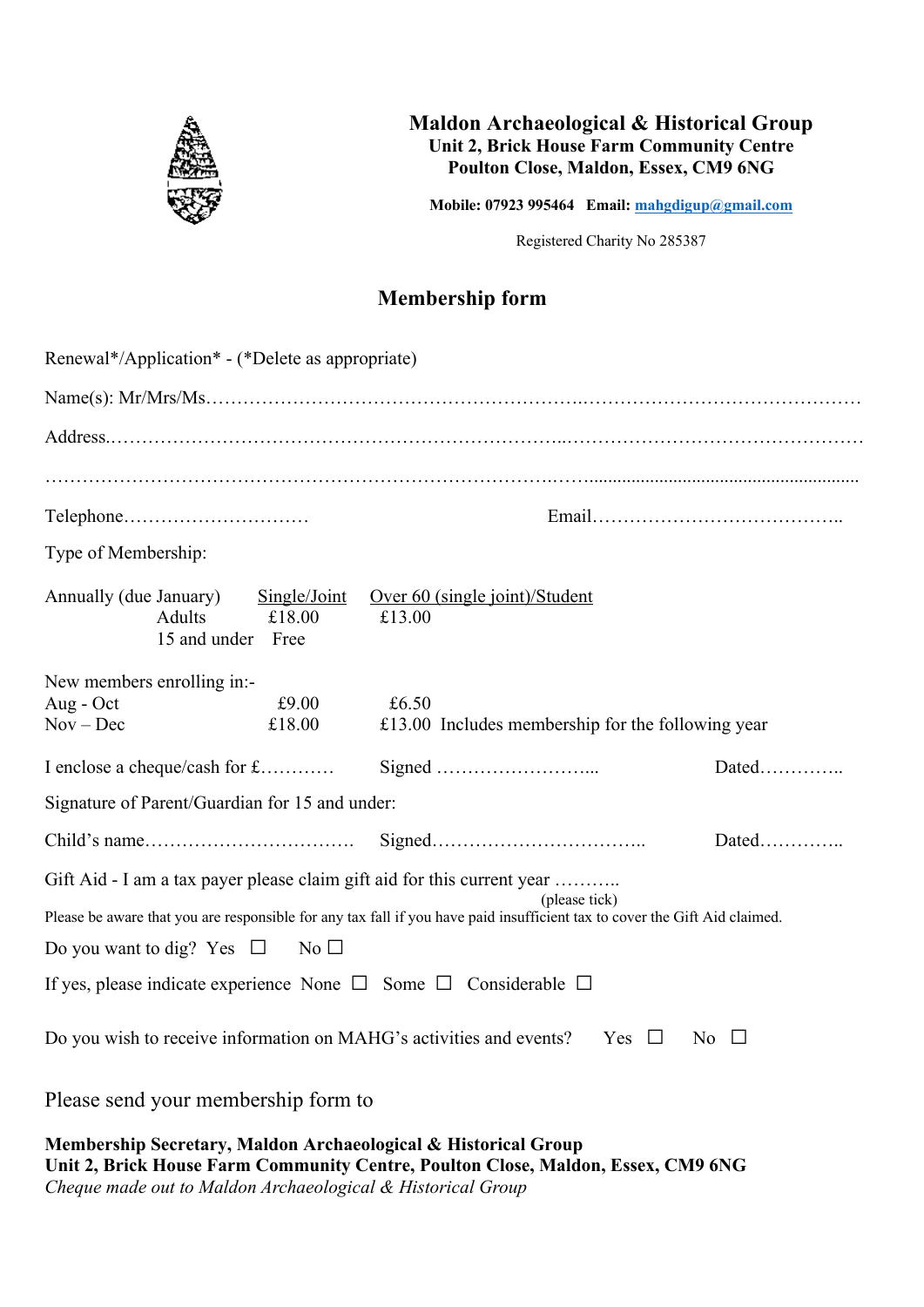**Maldon Archaeological & Historical Group**
**Unit 2, Brick House Farm Community Centre**
**Poulton Close, Maldon, Essex, CM9 6NG**

**Mobile: 07923 995464 Email: mahgdigup@gmail.com**

Registered Charity No 285387

## Membership form

Renewal*/Application* - (*Delete as appropriate)

Name(s): Mr/Mrs/Ms…………………………………………………….……………………………………

Address.………………………………………………………………...…………………………………………

……………………………………………………………………….……..........................................................

Telephone………………………… Email…………………………………..

Type of Membership:

| Annually (due January) | Single/Joint | Over 60 (single joint)/Student |
|---|---|---|
| Adults | £18.00 | £13.00 |
| 15 and under | Free | |

New members enrolling in:-

| | | |
|---|---|---|
| Aug - Oct | £9.00 | £6.50 |
| Nov – Dec | £18.00 | £13.00 Includes membership for the following year |

I enclose a cheque/cash for £………… Signed ……………………... Dated…………..

Signature of Parent/Guardian for 15 and under:

Child's name……………………………. Signed…………………………….. Dated…………..

Gift Aid - I am a tax payer please claim gift aid for this current year ………..
(please tick)

Please be aware that you are responsible for any tax fall if you have paid insufficient tax to cover the Gift Aid claimed.

Do you want to dig? Yes ☐ No ☐

If yes, please indicate experience None ☐ Some ☐ Considerable ☐

Do you wish to receive information on MAHG's activities and events? Yes ☐ No ☐

Please send your membership form to

**Membership Secretary, Maldon Archaeological & Historical Group**
**Unit 2, Brick House Farm Community Centre, Poulton Close, Maldon, Essex, CM9 6NG**
*Cheque made out to Maldon Archaeological & Historical Group*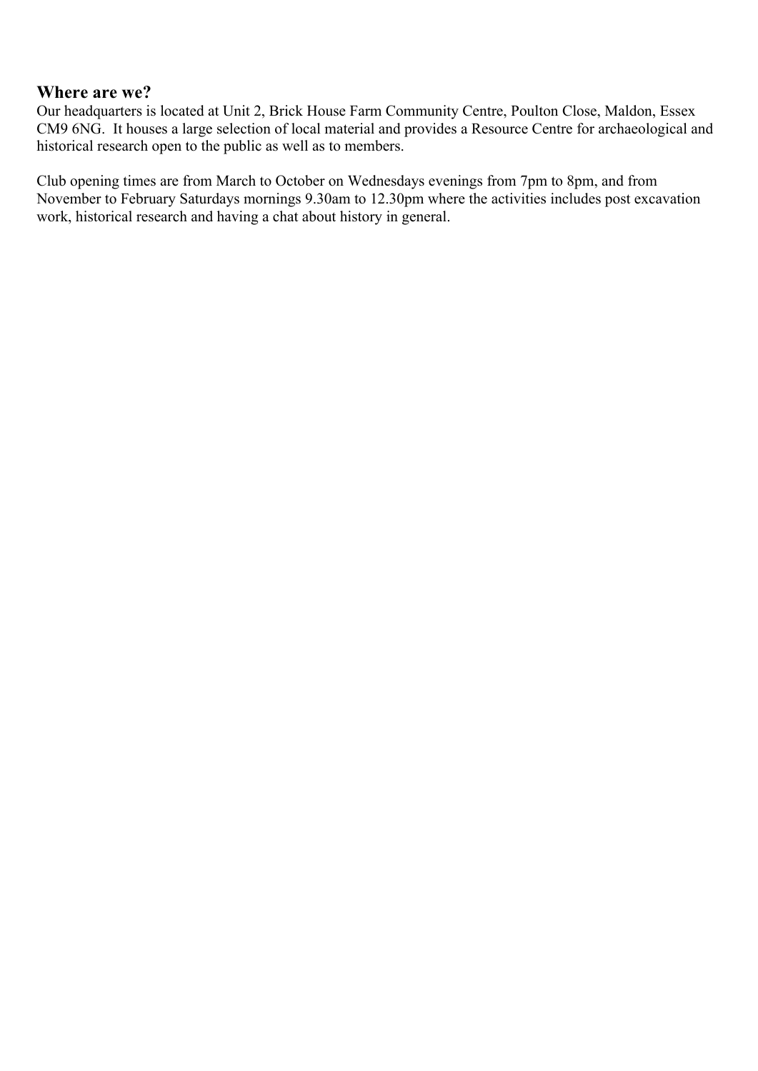## Where are we?

Our headquarters is located at Unit 2, Brick House Farm Community Centre, Poulton Close, Maldon, Essex CM9 6NG. It houses a large selection of local material and provides a Resource Centre for archaeological and historical research open to the public as well as to members.

Club opening times are from March to October on Wednesdays evenings from 7pm to 8pm, and from November to February Saturdays mornings 9.30am to 12.30pm where the activities includes post excavation work, historical research and having a chat about history in general.